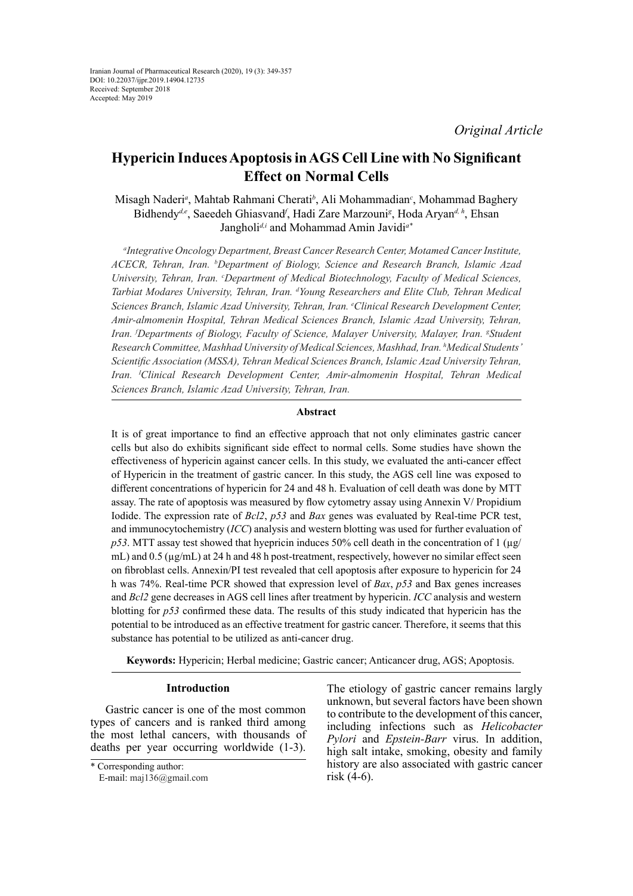Iranian Journal of Pharmaceutical Research (2020), 19 (3): 349-357
DOI: 10.22037/ijpr.2019.14904.12735
Received: September 2018
Accepted: May 2019

*Original Article*

# Hypericin Induces Apoptosis in AGS Cell Line with No Significant Effect on Normal Cells

Misagh Naderi[a], Mahtab Rahmani Cherati[b], Ali Mohammadian[c], Mohammad Baghery Bidhendy[d,e], Saeedeh Ghiasvand[f], Hadi Zare Marzouni[g], Hoda Aryan[d, h], Ehsan Jangholi[d,i] and Mohammad Amin Javidi[a*]

*[a]Integrative Oncology Department, Breast Cancer Research Center, Motamed Cancer Institute, ACECR, Tehran, Iran. [b]Department of Biology, Science and Research Branch, Islamic Azad University, Tehran, Iran. [c]Department of Medical Biotechnology, Faculty of Medical Sciences, Tarbiat Modares University, Tehran, Iran. [d]Young Researchers and Elite Club, Tehran Medical Sciences Branch, Islamic Azad University, Tehran, Iran. [e]Clinical Research Development Center, Amir-almomenin Hospital, Tehran Medical Sciences Branch, Islamic Azad University, Tehran, Iran. [f]Departments of Biology, Faculty of Science, Malayer University, Malayer, Iran. [g]Student Research Committee, Mashhad University of Medical Sciences, Mashhad, Iran. [h]Medical Students' Scientific Association (MSSA), Tehran Medical Sciences Branch, Islamic Azad University Tehran, Iran. [i]Clinical Research Development Center, Amir-almomenin Hospital, Tehran Medical Sciences Branch, Islamic Azad University, Tehran, Iran.*

## Abstract

It is of great importance to find an effective approach that not only eliminates gastric cancer cells but also do exhibits significant side effect to normal cells. Some studies have shown the effectiveness of hypericin against cancer cells. In this study, we evaluated the anti-cancer effect of Hypericin in the treatment of gastric cancer. In this study, the AGS cell line was exposed to different concentrations of hypericin for 24 and 48 h. Evaluation of cell death was done by MTT assay. The rate of apoptosis was measured by flow cytometry assay using Annexin V/ Propidium Iodide. The expression rate of *Bcl2*, *p53* and *Bax* genes was evaluated by Real-time PCR test, and immunocytochemistry (*ICC*) analysis and western blotting was used for further evaluation of *p53*. MTT assay test showed that hyepricin induces 50% cell death in the concentration of 1 (μg/mL) and 0.5 (μg/mL) at 24 h and 48 h post-treatment, respectively, however no similar effect seen on fibroblast cells. Annexin/PI test revealed that cell apoptosis after exposure to hypericin for 24 h was 74%. Real-time PCR showed that expression level of *Bax*, *p53* and Bax genes increases and *Bcl2* gene decreases in AGS cell lines after treatment by hypericin. *ICC* analysis and western blotting for *p53* confirmed these data. The results of this study indicated that hypericin has the potential to be introduced as an effective treatment for gastric cancer. Therefore, it seems that this substance has potential to be utilized as anti-cancer drug.

**Keywords:** Hypericin; Herbal medicine; Gastric cancer; Anticancer drug, AGS; Apoptosis.

## Introduction

Gastric cancer is one of the most common types of cancers and is ranked third among the most lethal cancers, with thousands of deaths per year occurring worldwide (1-3). The etiology of gastric cancer remains largly unknown, but several factors have been shown to contribute to the development of this cancer, including infections such as *Helicobacter Pylori* and *Epstein-Barr* virus. In addition, high salt intake, smoking, obesity and family history are also associated with gastric cancer risk (4-6).

\* Corresponding author:
E-mail: maj136@gmail.com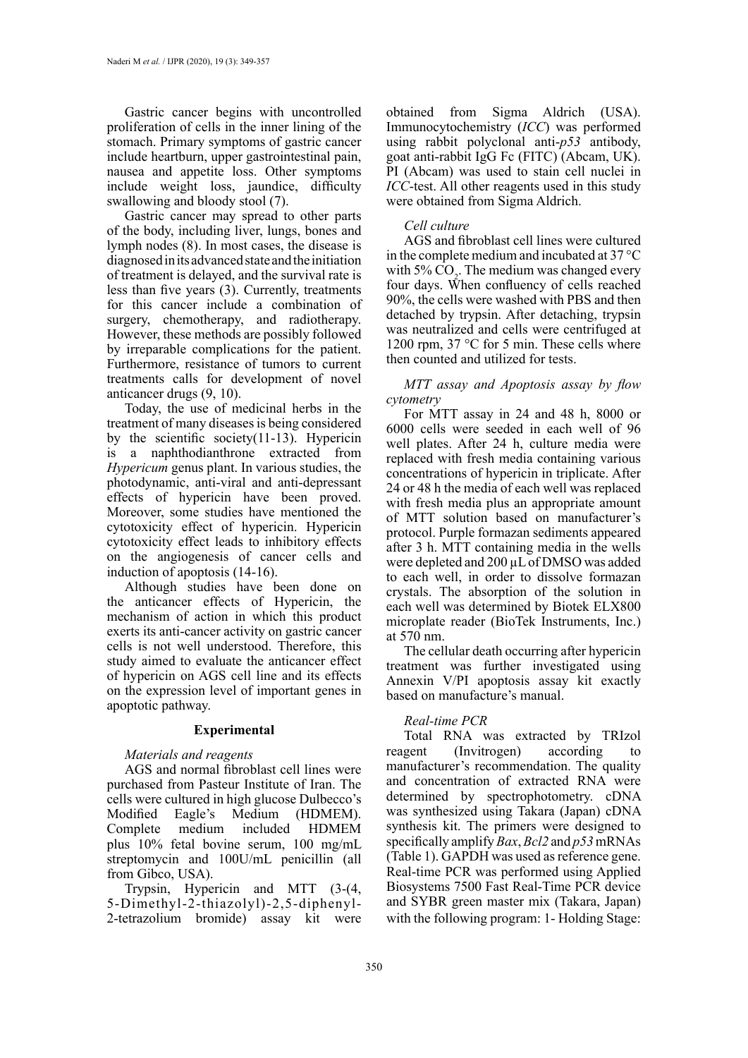Gastric cancer begins with uncontrolled proliferation of cells in the inner lining of the stomach. Primary symptoms of gastric cancer include heartburn, upper gastrointestinal pain, nausea and appetite loss. Other symptoms include weight loss, jaundice, difficulty swallowing and bloody stool (7).

Gastric cancer may spread to other parts of the body, including liver, lungs, bones and lymph nodes (8). In most cases, the disease is diagnosed in its advanced state and the initiation of treatment is delayed, and the survival rate is less than five years (3). Currently, treatments for this cancer include a combination of surgery, chemotherapy, and radiotherapy. However, these methods are possibly followed by irreparable complications for the patient. Furthermore, resistance of tumors to current treatments calls for development of novel anticancer drugs (9, 10).

Today, the use of medicinal herbs in the treatment of many diseases is being considered by the scientific society(11-13). Hypericin is a naphthodianthrone extracted from *Hypericum* genus plant. In various studies, the photodynamic, anti-viral and anti-depressant effects of hypericin have been proved. Moreover, some studies have mentioned the cytotoxicity effect of hypericin. Hypericin cytotoxicity effect leads to inhibitory effects on the angiogenesis of cancer cells and induction of apoptosis (14-16).

Although studies have been done on the anticancer effects of Hypericin, the mechanism of action in which this product exerts its anti-cancer activity on gastric cancer cells is not well understood. Therefore, this study aimed to evaluate the anticancer effect of hypericin on AGS cell line and its effects on the expression level of important genes in apoptotic pathway.

## Experimental

### *Materials and reagents*

AGS and normal fibroblast cell lines were purchased from Pasteur Institute of Iran. The cells were cultured in high glucose Dulbecco's Modified Eagle's Medium (HDMEM). Complete medium included HDMEM plus 10% fetal bovine serum, 100 mg/mL streptomycin and 100U/mL penicillin (all from Gibco, USA).

Trypsin, Hypericin and MTT (3-(4, 5-Dimethyl-2-thiazolyl)-2,5-diphenyl-2-tetrazolium bromide) assay kit were obtained from Sigma Aldrich (USA). Immunocytochemistry (*ICC*) was performed using rabbit polyclonal anti-*p53* antibody, goat anti-rabbit IgG Fc (FITC) (Abcam, UK). PI (Abcam) was used to stain cell nuclei in *ICC*-test. All other reagents used in this study were obtained from Sigma Aldrich.

### *Cell culture*

AGS and fibroblast cell lines were cultured in the complete medium and incubated at 37 °C with 5% $CO_2$. The medium was changed every four days. When confluency of cells reached 90%, the cells were washed with PBS and then detached by trypsin. After detaching, trypsin was neutralized and cells were centrifuged at 1200 rpm, 37 °C for 5 min. These cells where then counted and utilized for tests.

### *MTT assay and Apoptosis assay by flow cytometry*

For MTT assay in 24 and 48 h, 8000 or 6000 cells were seeded in each well of 96 well plates. After 24 h, culture media were replaced with fresh media containing various concentrations of hypericin in triplicate. After 24 or 48 h the media of each well was replaced with fresh media plus an appropriate amount of MTT solution based on manufacturer's protocol. Purple formazan sediments appeared after 3 h. MTT containing media in the wells were depleted and 200 µL of DMSO was added to each well, in order to dissolve formazan crystals. The absorption of the solution in each well was determined by Biotek ELX800 microplate reader (BioTek Instruments, Inc.) at 570 nm.

The cellular death occurring after hypericin treatment was further investigated using Annexin V/PI apoptosis assay kit exactly based on manufacture's manual.

### *Real-time PCR*

Total RNA was extracted by TRIzol reagent (Invitrogen) according to manufacturer's recommendation. The quality and concentration of extracted RNA were determined by spectrophotometry. cDNA was synthesized using Takara (Japan) cDNA synthesis kit. The primers were designed to specifically amplify *Bax*, *Bcl2* and *p53* mRNAs (Table 1). GAPDH was used as reference gene. Real-time PCR was performed using Applied Biosystems 7500 Fast Real-Time PCR device and SYBR green master mix (Takara, Japan) with the following program: 1- Holding Stage: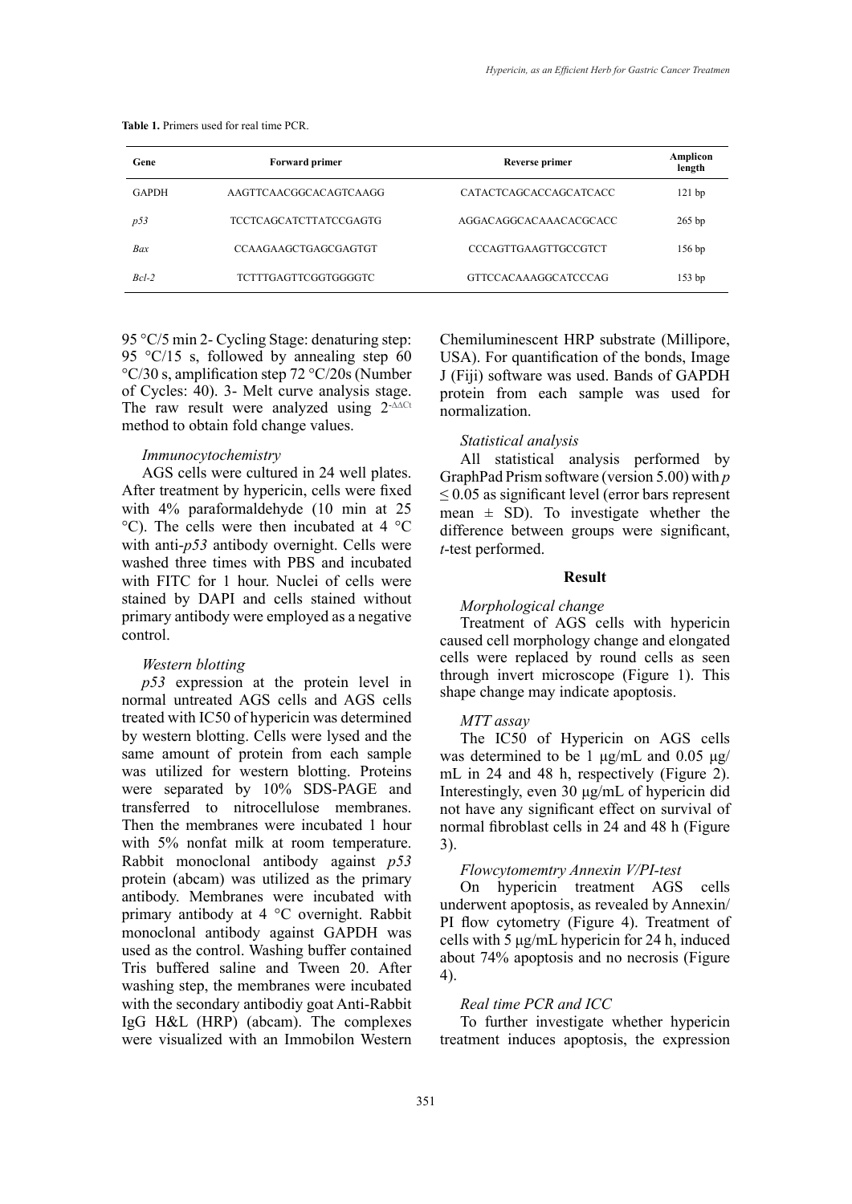**Table 1.** Primers used for real time PCR.

| Gene | Forward primer | Reverse primer | Amplicon length |
|---|---|---|---|
| GAPDH | AAGTTCAACGGCACAGTCAAGG | CATACTCAGCACCAGCATCACC | 121 bp |
| *p53* | TCCTCAGCATCTTATCCGAGTG | AGGACAGGCACAAACACGCACC | 265 bp |
| *Bax* | CCAAGAAGCTGAGCGAGTGT | CCCAGTTGAAGTTGCCGTCT | 156 bp |
| *Bcl-2* | TCTTTGAGTTCGGTGGGGTC | GTTCCACAAAGGCATCCCAG | 153 bp |

95 °C/5 min 2- Cycling Stage: denaturing step: 95 °C/15 s, followed by annealing step 60 °C/30 s, amplification step 72 °C/20s (Number of Cycles: 40). 3- Melt curve analysis stage. The raw result were analyzed using $2^{-\Delta\Delta Ct}$ method to obtain fold change values.

### *Immunocytochemistry*

AGS cells were cultured in 24 well plates. After treatment by hypericin, cells were fixed with 4% paraformaldehyde (10 min at 25 °C). The cells were then incubated at 4 °C with anti-*p53* antibody overnight. Cells were washed three times with PBS and incubated with FITC for 1 hour. Nuclei of cells were stained by DAPI and cells stained without primary antibody were employed as a negative control.

### *Western blotting*

*p53* expression at the protein level in normal untreated AGS cells and AGS cells treated with IC50 of hypericin was determined by western blotting. Cells were lysed and the same amount of protein from each sample was utilized for western blotting. Proteins were separated by 10% SDS-PAGE and transferred to nitrocellulose membranes. Then the membranes were incubated 1 hour with 5% nonfat milk at room temperature. Rabbit monoclonal antibody against *p53* protein (abcam) was utilized as the primary antibody. Membranes were incubated with primary antibody at 4 °C overnight. Rabbit monoclonal antibody against GAPDH was used as the control. Washing buffer contained Tris buffered saline and Tween 20. After washing step, the membranes were incubated with the secondary antibodiy goat Anti-Rabbit IgG H&L (HRP) (abcam). The complexes were visualized with an Immobilon Western Chemiluminescent HRP substrate (Millipore, USA). For quantification of the bonds, Image J (Fiji) software was used. Bands of GAPDH protein from each sample was used for normalization.

### *Statistical analysis*

All statistical analysis performed by GraphPad Prism software (version 5.00) with $p \leq 0.05$ as significant level (error bars represent mean ± SD). To investigate whether the difference between groups were significant, *t*-test performed.

## Result

### *Morphological change*

Treatment of AGS cells with hypericin caused cell morphology change and elongated cells were replaced by round cells as seen through invert microscope (Figure 1). This shape change may indicate apoptosis.

### *MTT assay*

The IC50 of Hypericin on AGS cells was determined to be 1 µg/mL and 0.05 µg/mL in 24 and 48 h, respectively (Figure 2). Interestingly, even 30 µg/mL of hypericin did not have any significant effect on survival of normal fibroblast cells in 24 and 48 h (Figure 3).

### *Flowcytomemtry Annexin V/PI-test*

On hypericin treatment AGS cells underwent apoptosis, as revealed by Annexin/PI flow cytometry (Figure 4). Treatment of cells with 5 µg/mL hypericin for 24 h, induced about 74% apoptosis and no necrosis (Figure 4).

### *Real time PCR and ICC*

To further investigate whether hypericin treatment induces apoptosis, the expression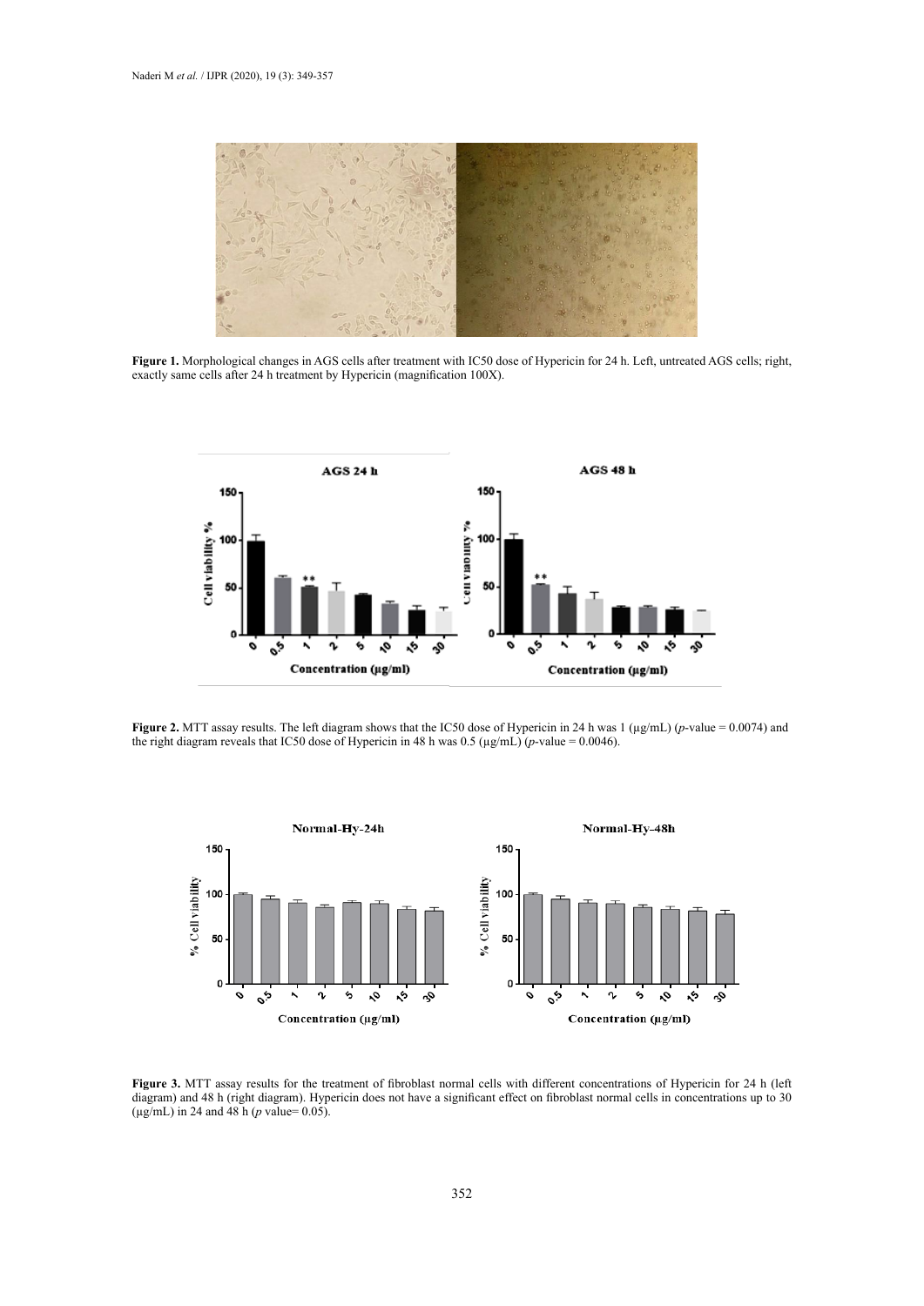**Figure 1.** Morphological changes in AGS cells after treatment with IC50 dose of Hypericin for 24 h. Left, untreated AGS cells; right, exactly same cells after 24 h treatment by Hypericin (magnification 100X).

**Figure 2.** MTT assay results. The left diagram shows that the IC50 dose of Hypericin in 24 h was 1 (μg/mL) (*p*-value = 0.0074) and the right diagram reveals that IC50 dose of Hypericin in 48 h was 0.5 (μg/mL) (*p*-value = 0.0046).

**Figure 3.** MTT assay results for the treatment of fibroblast normal cells with different concentrations of Hypericin for 24 h (left diagram) and 48 h (right diagram). Hypericin does not have a significant effect on fibroblast normal cells in concentrations up to 30 (μg/mL) in 24 and 48 h (*p* value= 0.05).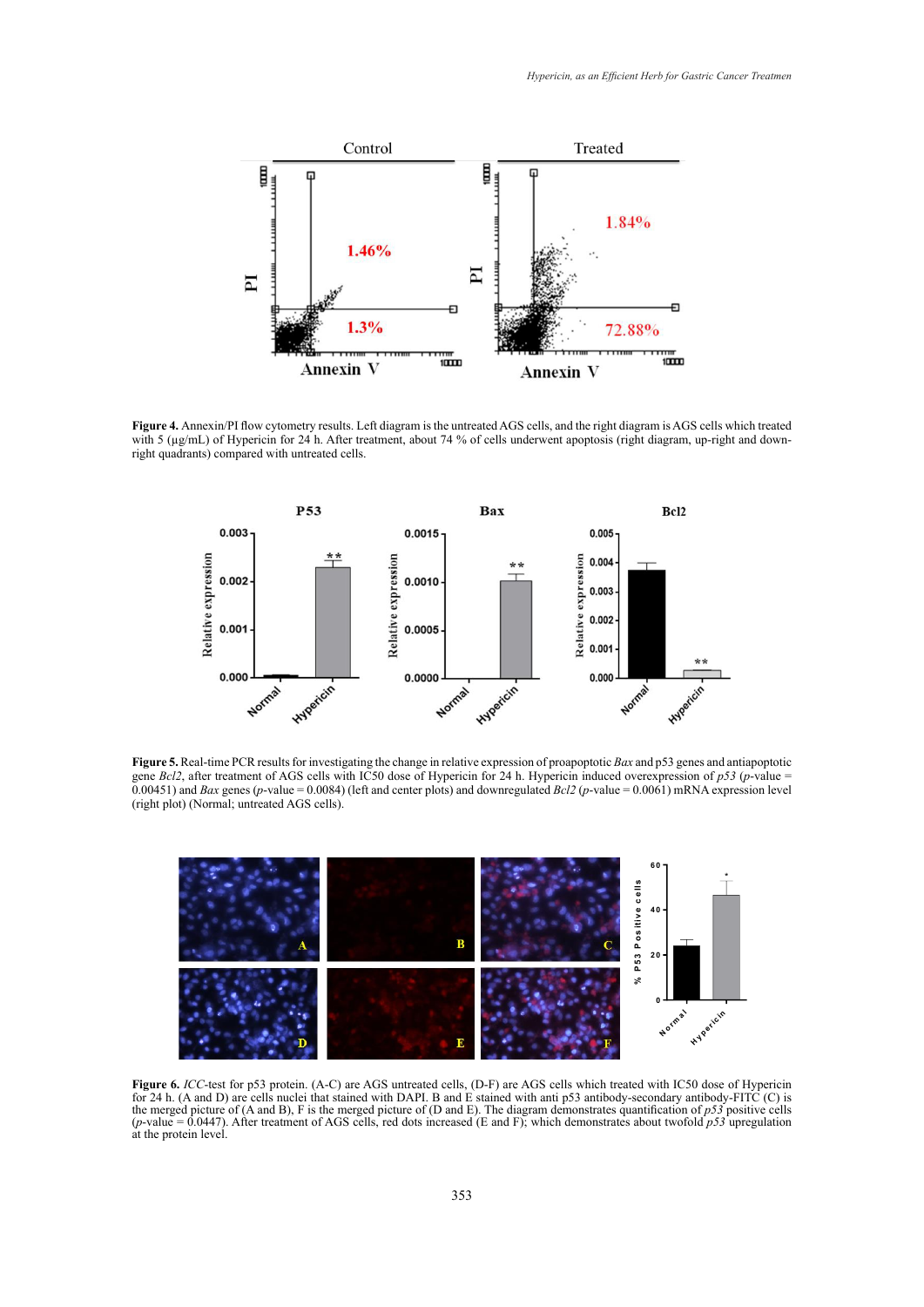**Figure 4.** Annexin/PI flow cytometry results. Left diagram is the untreated AGS cells, and the right diagram is AGS cells which treated with 5 (µg/mL) of Hypericin for 24 h. After treatment, about 74 % of cells underwent apoptosis (right diagram, up-right and down-right quadrants) compared with untreated cells.

**Figure 5.** Real-time PCR results for investigating the change in relative expression of proapoptotic *Bax* and p53 genes and antiapoptotic gene *Bcl2*, after treatment of AGS cells with IC50 dose of Hypericin for 24 h. Hypericin induced overexpression of *p53* (*p*-value = 0.00451) and *Bax* genes (*p*-value = 0.0084) (left and center plots) and downregulated *Bcl2* (*p*-value = 0.0061) mRNA expression level (right plot) (Normal; untreated AGS cells).

**Figure 6.** *ICC*-test for p53 protein. (A-C) are AGS untreated cells, (D-F) are AGS cells which treated with IC50 dose of Hypericin for 24 h. (A and D) are cells nuclei that stained with DAPI. B and E stained with anti p53 antibody-secondary antibody-FITC (C) is the merged picture of (A and B), F is the merged picture of (D and E). The diagram demonstrates quantification of *p53* positive cells (*p*-value = 0.0447). After treatment of AGS cells, red dots increased (E and F); which demonstrates about twofold *p53* upregulation at the protein level.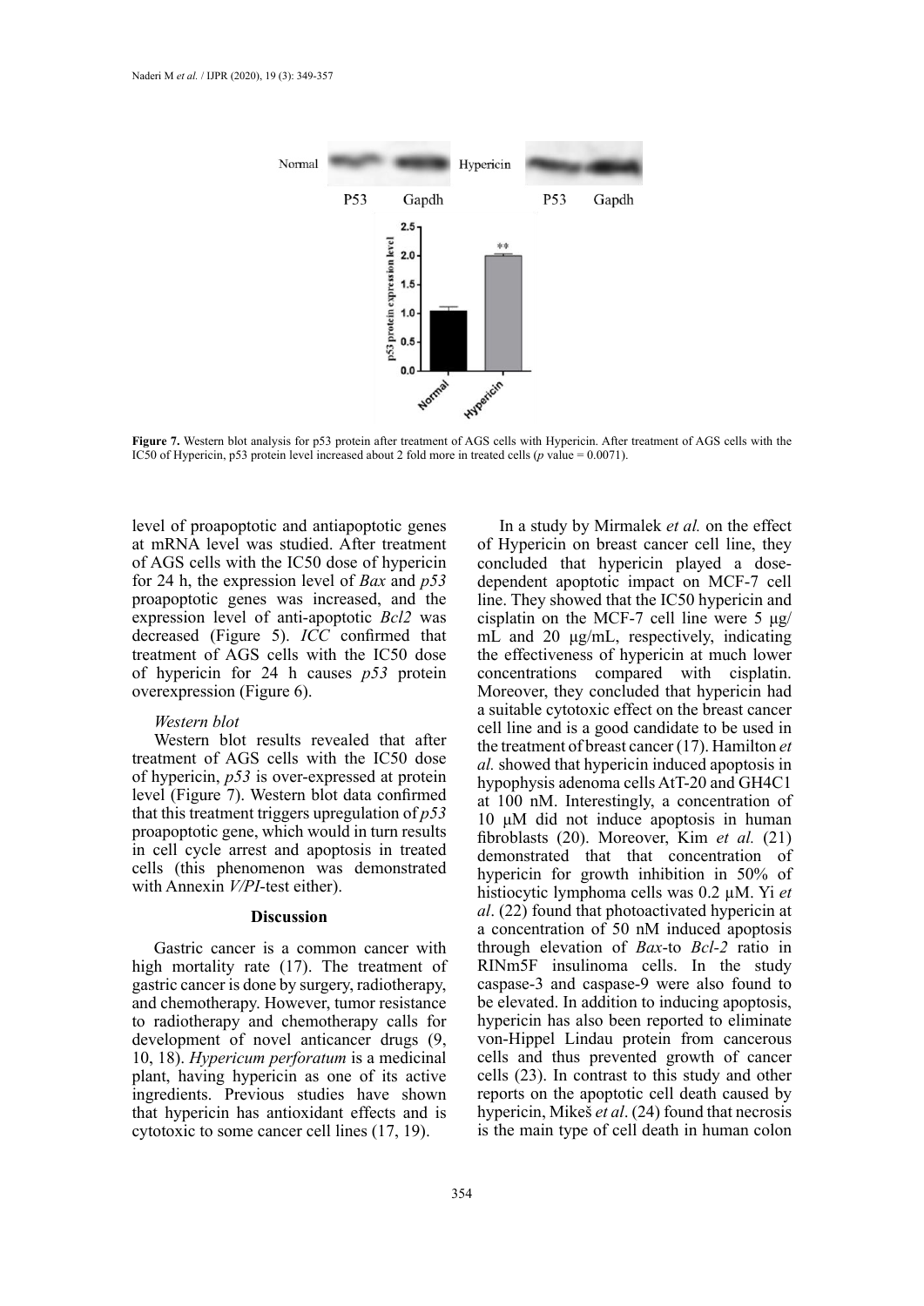**Figure 7.** Western blot analysis for p53 protein after treatment of AGS cells with Hypericin. After treatment of AGS cells with the IC50 of Hypericin, p53 protein level increased about 2 fold more in treated cells ($p$ value = 0.0071).

level of proapoptotic and antiapoptotic genes at mRNA level was studied. After treatment of AGS cells with the IC50 dose of hypericin for 24 h, the expression level of *Bax* and *p53* proapoptotic genes was increased, and the expression level of anti-apoptotic *Bcl2* was decreased (Figure 5). *ICC* confirmed that treatment of AGS cells with the IC50 dose of hypericin for 24 h causes *p53* protein overexpression (Figure 6).

*Western blot*

Western blot results revealed that after treatment of AGS cells with the IC50 dose of hypericin, *p53* is over-expressed at protein level (Figure 7). Western blot data confirmed that this treatment triggers upregulation of *p53* proapoptotic gene, which would in turn results in cell cycle arrest and apoptosis in treated cells (this phenomenon was demonstrated with Annexin *V/PI*-test either).

## Discussion

Gastric cancer is a common cancer with high mortality rate (17). The treatment of gastric cancer is done by surgery, radiotherapy, and chemotherapy. However, tumor resistance to radiotherapy and chemotherapy calls for development of novel anticancer drugs (9, 10, 18). *Hypericum perforatum* is a medicinal plant, having hypericin as one of its active ingredients. Previous studies have shown that hypericin has antioxidant effects and is cytotoxic to some cancer cell lines (17, 19).

In a study by Mirmalek *et al.* on the effect of Hypericin on breast cancer cell line, they concluded that hypericin played a dose-dependent apoptotic impact on MCF-7 cell line. They showed that the IC50 hypericin and cisplatin on the MCF-7 cell line were 5 μg/mL and 20 μg/mL, respectively, indicating the effectiveness of hypericin at much lower concentrations compared with cisplatin. Moreover, they concluded that hypericin had a suitable cytotoxic effect on the breast cancer cell line and is a good candidate to be used in the treatment of breast cancer (17). Hamilton *et al.* showed that hypericin induced apoptosis in hypophysis adenoma cells AtT-20 and GH4C1 at 100 nM. Interestingly, a concentration of 10 μM did not induce apoptosis in human fibroblasts (20). Moreover, Kim *et al.* (21) demonstrated that that concentration of hypericin for growth inhibition in 50% of histiocytic lymphoma cells was 0.2 μM. Yi *et al*. (22) found that photoactivated hypericin at a concentration of 50 nM induced apoptosis through elevation of *Bax*-to *Bcl-2* ratio in RINm5F insulinoma cells. In the study caspase-3 and caspase-9 were also found to be elevated. In addition to inducing apoptosis, hypericin has also been reported to eliminate von-Hippel Lindau protein from cancerous cells and thus prevented growth of cancer cells (23). In contrast to this study and other reports on the apoptotic cell death caused by hypericin, Mikeš *et al*. (24) found that necrosis is the main type of cell death in human colon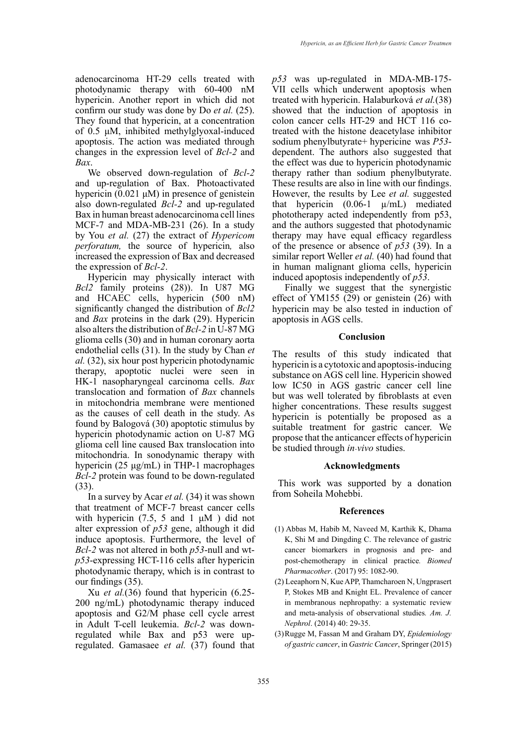adenocarcinoma HT-29 cells treated with photodynamic therapy with 60-400 nM hypericin. Another report in which did not confirm our study was done by Do *et al.* (25). They found that hypericin, at a concentration of 0.5 μM, inhibited methylglyoxal-induced apoptosis. The action was mediated through changes in the expression level of *Bcl-2* and *Bax*.

We observed down-regulation of *Bcl-2* and up-regulation of Bax. Photoactivated hypericin (0.021 μM) in presence of genistein also down-regulated *Bcl-2* and up-regulated Bax in human breast adenocarcinoma cell lines MCF-7 and MDA-MB-231 (26). In a study by You *et al.* (27) the extract of *Hypericom perforatum,* the source of hypericin*,* also increased the expression of Bax and decreased the expression of *Bcl-2*.

Hypericin may physically interact with *Bcl2* family proteins (28)). In U87 MG and HCAEC cells, hypericin (500 nM) significantly changed the distribution of *Bcl2* and *Bax* proteins in the dark (29). Hypericin also alters the distribution of *Bcl-2* in U-87 MG glioma cells (30) and in human coronary aorta endothelial cells (31). In the study by Chan *et al.* (32), six hour post hypericin photodynamic therapy, apoptotic nuclei were seen in HK-1 nasopharyngeal carcinoma cells. *Bax* translocation and formation of *Bax* channels in mitochondria membrane were mentioned as the causes of cell death in the study. As found by Balogová (30) apoptotic stimulus by hypericin photodynamic action on U-87 MG glioma cell line caused Bax translocation into mitochondria. In sonodynamic therapy with hypericin (25 μg/mL) in THP-1 macrophages *Bcl-2* protein was found to be down-regulated (33).

In a survey by Acar *et al.* (34) it was shown that treatment of MCF-7 breast cancer cells with hypericin (7.5, 5 and 1 μM ) did not alter expression of *p53* gene, although it did induce apoptosis. Furthermore, the level of *Bcl-2* was not altered in both *p53*-null and wt-*p53*-expressing HCT-116 cells after hypericin photodynamic therapy, which is in contrast to our findings (35).

Xu *et al.*(36) found that hypericin (6.25-200 ng/mL) photodynamic therapy induced apoptosis and G2/M phase cell cycle arrest in Adult T-cell leukemia. *Bcl-2* was down-regulated while Bax and p53 were up-regulated. Gamasaee *et al.* (37) found that *p53* was up-regulated in MDA-MB-175-VII cells which underwent apoptosis when treated with hypericin. Halaburková *et al.*(38) showed that the induction of apoptosis in colon cancer cells HT-29 and HCT 116 co-treated with the histone deacetylase inhibitor sodium phenylbutyrate+ hypericine was *P53*-dependent. The authors also suggested that the effect was due to hypericin photodynamic therapy rather than sodium phenylbutyrate. These results are also in line with our findings. However, the results by Lee *et al.* suggested that hypericin (0.06-1 μ/mL) mediated phototherapy acted independently from p53, and the authors suggested that photodynamic therapy may have equal efficacy regardless of the presence or absence of *p53* (39). In a similar report Weller *et al.* (40) had found that in human malignant glioma cells, hypericin induced apoptosis independently of *p53*.

Finally we suggest that the synergistic effect of YM155 (29) or genistein (26) with hypericin may be also tested in induction of apoptosis in AGS cells.

## Conclusion

The results of this study indicated that hypericin is a cytotoxic and apoptosis-inducing substance on AGS cell line. Hypericin showed low IC50 in AGS gastric cancer cell line but was well tolerated by fibroblasts at even higher concentrations. These results suggest hypericin is potentially be proposed as a suitable treatment for gastric cancer. We propose that the anticancer effects of hypericin be studied through *in-vivo* studies.

## Acknowledgments

This work was supported by a donation from Soheila Mohebbi.

## References

(1) Abbas M, Habib M, Naveed M, Karthik K, Dhama K, Shi M and Dingding C. The relevance of gastric cancer biomarkers in prognosis and pre- and post-chemotherapy in clinical practice*. Biomed Pharmacother*. (2017) 95: 1082-90.

(2) Leeaphorn N, Kue APP, Thamcharoen N, Ungprasert P, Stokes MB and Knight EL. Prevalence of cancer in membranous nephropathy: a systematic review and meta-analysis of observational studies*. Am. J. Nephrol*. (2014) 40: 29-35.

(3) Rugge M, Fassan M and Graham DY, *Epidemiology of gastric cancer*, in *Gastric Cancer*, Springer (2015)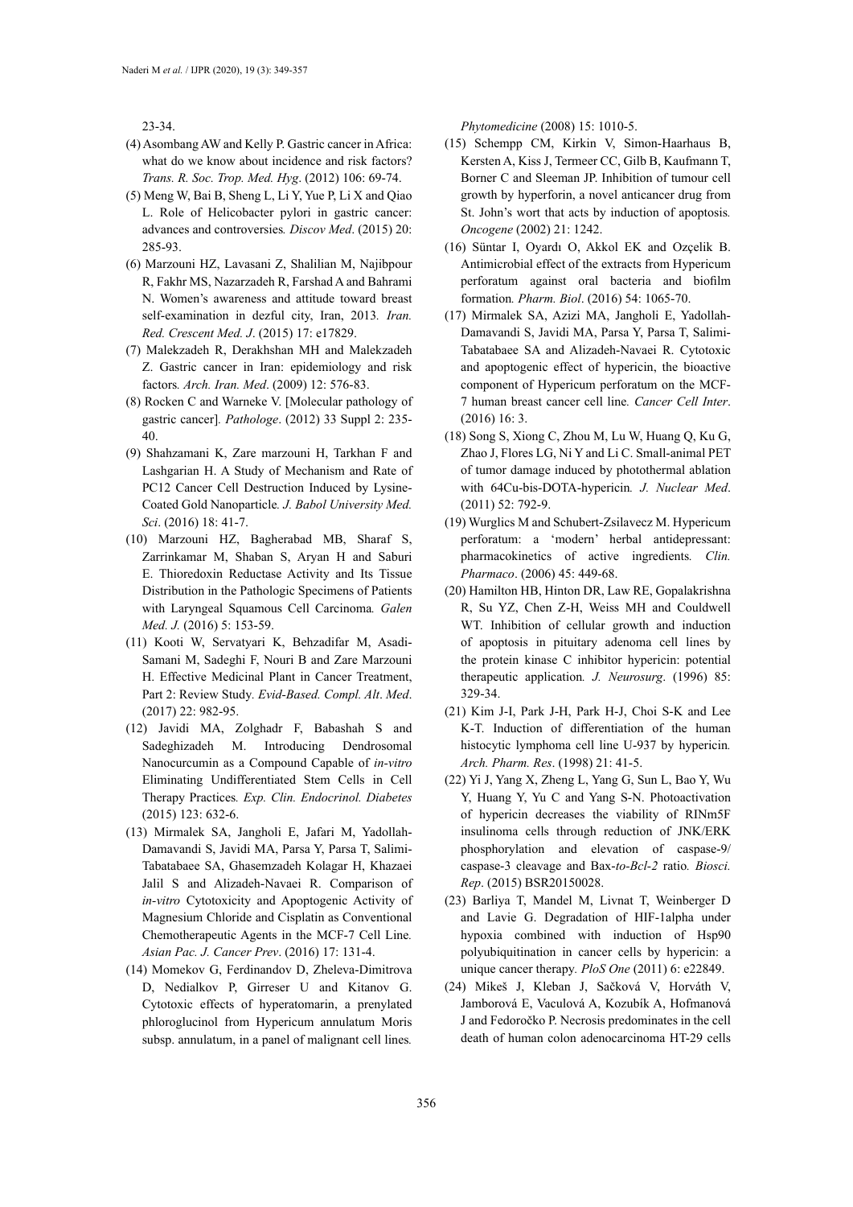23-34.

(4) Asombang AW and Kelly P. Gastric cancer in Africa: what do we know about incidence and risk factors? *Trans. R. Soc. Trop. Med. Hyg*. (2012) 106: 69-74.

(5) Meng W, Bai B, Sheng L, Li Y, Yue P, Li X and Qiao L. Role of Helicobacter pylori in gastric cancer: advances and controversies*. Discov Med*. (2015) 20: 285-93.

(6) Marzouni HZ, Lavasani Z, Shalilian M, Najibpour R, Fakhr MS, Nazarzadeh R, Farshad A and Bahrami N. Women's awareness and attitude toward breast self-examination in dezful city, Iran, 2013*. Iran. Red. Crescent Med. J*. (2015) 17: e17829.

(7) Malekzadeh R, Derakhshan MH and Malekzadeh Z. Gastric cancer in Iran: epidemiology and risk factors*. Arch. Iran. Med*. (2009) 12: 576-83.

(8) Rocken C and Warneke V. [Molecular pathology of gastric cancer]*. Pathologe*. (2012) 33 Suppl 2: 235-40.

(9) Shahzamani K, Zare marzouni H, Tarkhan F and Lashgarian H. A Study of Mechanism and Rate of PC12 Cancer Cell Destruction Induced by Lysine-Coated Gold Nanoparticle*. J. Babol University Med. Sci*. (2016) 18: 41-7.

(10) Marzouni HZ, Bagherabad MB, Sharaf S, Zarrinkamar M, Shaban S, Aryan H and Saburi E. Thioredoxin Reductase Activity and Its Tissue Distribution in the Pathologic Specimens of Patients with Laryngeal Squamous Cell Carcinoma*. Galen Med. J.* (2016) 5: 153-59.

(11) Kooti W, Servatyari K, Behzadifar M, Asadi-Samani M, Sadeghi F, Nouri B and Zare Marzouni H. Effective Medicinal Plant in Cancer Treatment, Part 2: Review Study*. Evid-Based. Compl. Alt*. *Med*. (2017) 22: 982-95.

(12) Javidi MA, Zolghadr F, Babashah S and Sadeghizadeh M. Introducing Dendrosomal Nanocurcumin as a Compound Capable of *in-vitro* Eliminating Undifferentiated Stem Cells in Cell Therapy Practices*. Exp. Clin. Endocrinol. Diabetes* (2015) 123: 632-6.

(13) Mirmalek SA, Jangholi E, Jafari M, Yadollah-Damavandi S, Javidi MA, Parsa Y, Parsa T, Salimi-Tabatabaee SA, Ghasemzadeh Kolagar H, Khazaei Jalil S and Alizadeh-Navaei R. Comparison of *in-vitro* Cytotoxicity and Apoptogenic Activity of Magnesium Chloride and Cisplatin as Conventional Chemotherapeutic Agents in the MCF-7 Cell Line*. Asian Pac. J. Cancer Prev*. (2016) 17: 131-4.

(14) Momekov G, Ferdinandov D, Zheleva-Dimitrova D, Nedialkov P, Girreser U and Kitanov G. Cytotoxic effects of hyperatomarin, a prenylated phloroglucinol from Hypericum annulatum Moris subsp. annulatum, in a panel of malignant cell lines*. Phytomedicine* (2008) 15: 1010-5.

(15) Schempp CM, Kirkin V, Simon-Haarhaus B, Kersten A, Kiss J, Termeer CC, Gilb B, Kaufmann T, Borner C and Sleeman JP. Inhibition of tumour cell growth by hyperforin, a novel anticancer drug from St. John's wort that acts by induction of apoptosis*. Oncogene* (2002) 21: 1242.

(16) Süntar I, Oyardı O, Akkol EK and Ozçelik B. Antimicrobial effect of the extracts from Hypericum perforatum against oral bacteria and biofilm formation*. Pharm. Biol*. (2016) 54: 1065-70.

(17) Mirmalek SA, Azizi MA, Jangholi E, Yadollah-Damavandi S, Javidi MA, Parsa Y, Parsa T, Salimi-Tabatabaee SA and Alizadeh-Navaei R. Cytotoxic and apoptogenic effect of hypericin, the bioactive component of Hypericum perforatum on the MCF-7 human breast cancer cell line*. Cancer Cell Inter*. (2016) 16: 3.

(18) Song S, Xiong C, Zhou M, Lu W, Huang Q, Ku G, Zhao J, Flores LG, Ni Y and Li C. Small-animal PET of tumor damage induced by photothermal ablation with 64Cu-bis-DOTA-hypericin*. J. Nuclear Med*. (2011) 52: 792-9.

(19) Wurglics M and Schubert-Zsilavecz M. Hypericum perforatum: a 'modern' herbal antidepressant: pharmacokinetics of active ingredients*. Clin. Pharmaco*. (2006) 45: 449-68.

(20) Hamilton HB, Hinton DR, Law RE, Gopalakrishna R, Su YZ, Chen Z-H, Weiss MH and Couldwell WT. Inhibition of cellular growth and induction of apoptosis in pituitary adenoma cell lines by the protein kinase C inhibitor hypericin: potential therapeutic application*. J. Neurosurg*. (1996) 85: 329-34.

(21) Kim J-I, Park J-H, Park H-J, Choi S-K and Lee K-T. Induction of differentiation of the human histocytic lymphoma cell line U-937 by hypericin*. Arch. Pharm. Res*. (1998) 21: 41-5.

(22) Yi J, Yang X, Zheng L, Yang G, Sun L, Bao Y, Wu Y, Huang Y, Yu C and Yang S-N. Photoactivation of hypericin decreases the viability of RINm5F insulinoma cells through reduction of JNK/ERK phosphorylation and elevation of caspase-9/ caspase-3 cleavage and Bax-*to-Bcl-2* ratio*. Biosci. Rep*. (2015) BSR20150028.

(23) Barliya T, Mandel M, Livnat T, Weinberger D and Lavie G. Degradation of HIF-1alpha under hypoxia combined with induction of Hsp90 polyubiquitination in cancer cells by hypericin: a unique cancer therapy*. PloS One* (2011) 6: e22849.

(24) Mikeš J, Kleban J, Sačková V, Horváth V, Jamborová E, Vaculová A, Kozubík A, Hofmanová J and Fedoročko P. Necrosis predominates in the cell death of human colon adenocarcinoma HT-29 cells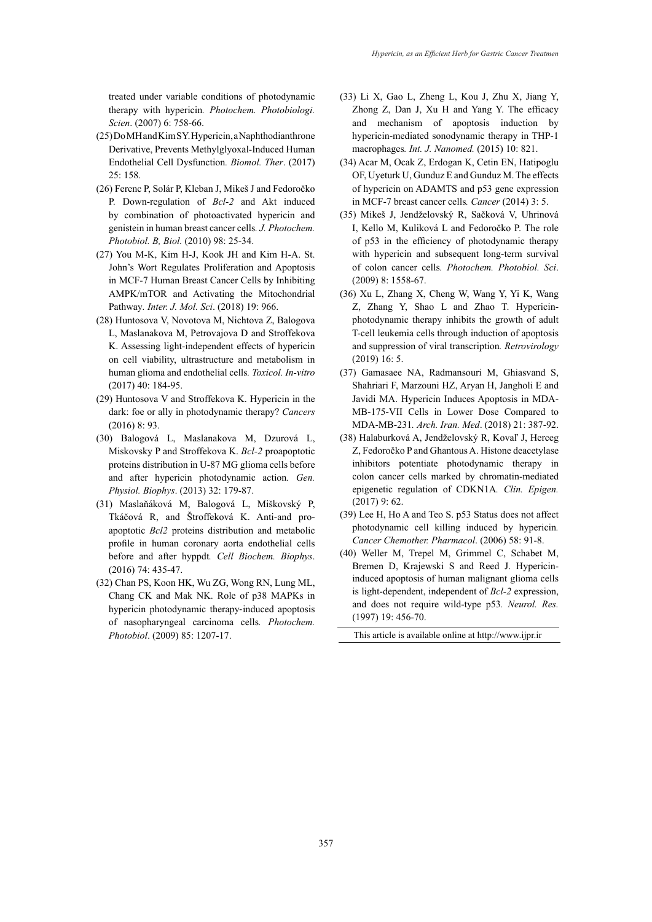treated under variable conditions of photodynamic therapy with hypericin. *Photochem. Photobiologi. Scien*. (2007) 6: 758-66.

(25) Do MH and Kim SY. Hypericin, a Naphthodianthrone Derivative, Prevents Methylglyoxal-Induced Human Endothelial Cell Dysfunction. *Biomol. Ther*. (2017) 25: 158.

(26) Ferenc P, Solár P, Kleban J, Mikeš J and Fedoročko P. Down-regulation of *Bcl-2* and Akt induced by combination of photoactivated hypericin and genistein in human breast cancer cells. *J. Photochem. Photobiol. B, Biol.* (2010) 98: 25-34.

(27) You M-K, Kim H-J, Kook JH and Kim H-A. St. John's Wort Regulates Proliferation and Apoptosis in MCF-7 Human Breast Cancer Cells by Inhibiting AMPK/mTOR and Activating the Mitochondrial Pathway. *Inter. J. Mol. Sci*. (2018) 19: 966.

(28) Huntosova V, Novotova M, Nichtova Z, Balogova L, Maslanakova M, Petrovajova D and Stroffekova K. Assessing light-independent effects of hypericin on cell viability, ultrastructure and metabolism in human glioma and endothelial cells. *Toxicol. In-vitro* (2017) 40: 184-95.

(29) Huntosova V and Stroffekova K. Hypericin in the dark: foe or ally in photodynamic therapy? *Cancers* (2016) 8: 93.

(30) Balogová L, Maslanakova M, Dzurová L, Miskovsky P and Stroffekova K. *Bcl-2* proapoptotic proteins distribution in U-87 MG glioma cells before and after hypericin photodynamic action. *Gen. Physiol. Biophys*. (2013) 32: 179-87.

(31) Maslaňáková M, Balogová L, Miškovský P, Tkáčová R, and Štroffeková K. Anti-and pro-apoptotic *Bcl2* proteins distribution and metabolic profile in human coronary aorta endothelial cells before and after hyppdt. *Cell Biochem. Biophys*. (2016) 74: 435-47.

(32) Chan PS, Koon HK, Wu ZG, Wong RN, Lung ML, Chang CK and Mak NK. Role of p38 MAPKs in hypericin photodynamic therapy-induced apoptosis of nasopharyngeal carcinoma cells. *Photochem. Photobiol*. (2009) 85: 1207-17.

(33) Li X, Gao L, Zheng L, Kou J, Zhu X, Jiang Y, Zhong Z, Dan J, Xu H and Yang Y. The efficacy and mechanism of apoptosis induction by hypericin-mediated sonodynamic therapy in THP-1 macrophages. *Int. J. Nanomed.* (2015) 10: 821.

(34) Acar M, Ocak Z, Erdogan K, Cetin EN, Hatipoglu OF, Uyeturk U, Gunduz E and Gunduz M. The effects of hypericin on ADAMTS and p53 gene expression in MCF-7 breast cancer cells. *Cancer* (2014) 3: 5.

(35) Mikeš J, Jendželovský R, Sačková V, Uhrinová I, Kello M, Kulíková L and Fedoročko P. The role of p53 in the efficiency of photodynamic therapy with hypericin and subsequent long-term survival of colon cancer cells. *Photochem. Photobiol. Sci*. (2009) 8: 1558-67.

(36) Xu L, Zhang X, Cheng W, Wang Y, Yi K, Wang Z, Zhang Y, Shao L and Zhao T. Hypericin-photodynamic therapy inhibits the growth of adult T-cell leukemia cells through induction of apoptosis and suppression of viral transcription. *Retrovirology* (2019) 16: 5.

(37) Gamasaee NA, Radmansouri M, Ghiasvand S, Shahriari F, Marzouni HZ, Aryan H, Jangholi E and Javidi MA. Hypericin Induces Apoptosis in MDA-MB-175-VII Cells in Lower Dose Compared to MDA-MB-231. *Arch. Iran. Med*. (2018) 21: 387-92.

(38) Halaburková A, Jendželovský R, Kovaľ J, Herceg Z, Fedoročko P and Ghantous A. Histone deacetylase inhibitors potentiate photodynamic therapy in colon cancer cells marked by chromatin-mediated epigenetic regulation of CDKN1A. *Clin. Epigen.* (2017) 9: 62.

(39) Lee H, Ho A and Teo S. p53 Status does not affect photodynamic cell killing induced by hypericin. *Cancer Chemother. Pharmacol*. (2006) 58: 91-8.

(40) Weller M, Trepel M, Grimmel C, Schabet M, Bremen D, Krajewski S and Reed J. Hypericin-induced apoptosis of human malignant glioma cells is light-dependent, independent of *Bcl-2* expression, and does not require wild-type p53. *Neurol. Res.* (1997) 19: 456-70.

This article is available online at http://www.ijpr.ir